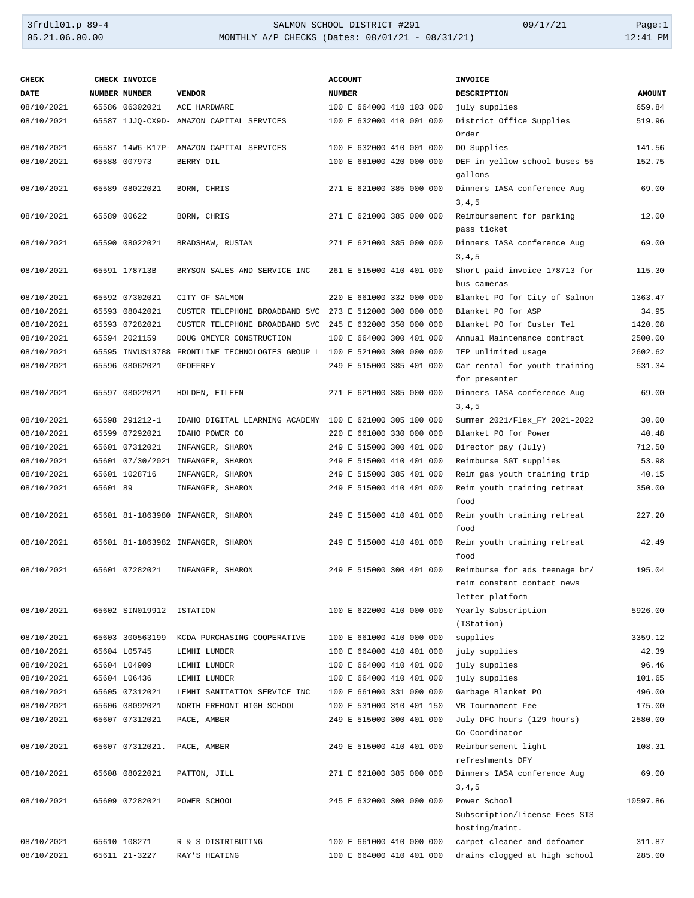3frdtl01.p 89-4 SALMON SCHOOL DISTRICT #291 09/17/21 Page:1
05.21.06.00.00 MONTHLY A/P CHECKS (Dates: 08/01/21 - 08/31/21) 12:41 PM

| CHECK DATE | CHECK NUMBER | INVOICE NUMBER | VENDOR | ACCOUNT NUMBER | INVOICE DESCRIPTION | AMOUNT |
|---|---|---|---|---|---|---|
| 08/10/2021 | 65586 | 06302021 | ACE HARDWARE | 100 E 664000 410 103 000 | july supplies | 659.84 |
| 08/10/2021 | 65587 | 1JJQ-CX9D- | AMAZON CAPITAL SERVICES | 100 E 632000 410 001 000 | District Office Supplies Order | 519.96 |
| 08/10/2021 | 65587 | 14W6-K17P- | AMAZON CAPITAL SERVICES | 100 E 632000 410 001 000 | DO Supplies | 141.56 |
| 08/10/2021 | 65588 | 007973 | BERRY OIL | 100 E 681000 420 000 000 | DEF in yellow school buses 55 gallons | 152.75 |
| 08/10/2021 | 65589 | 08022021 | BORN, CHRIS | 271 E 621000 385 000 000 | Dinners IASA conference Aug 3,4,5 | 69.00 |
| 08/10/2021 | 65589 | 00622 | BORN, CHRIS | 271 E 621000 385 000 000 | Reimbursement for parking pass ticket | 12.00 |
| 08/10/2021 | 65590 | 08022021 | BRADSHAW, RUSTAN | 271 E 621000 385 000 000 | Dinners IASA conference Aug 3,4,5 | 69.00 |
| 08/10/2021 | 65591 | 178713B | BRYSON SALES AND SERVICE INC | 261 E 515000 410 401 000 | Short paid invoice 178713 for bus cameras | 115.30 |
| 08/10/2021 | 65592 | 07302021 | CITY OF SALMON | 220 E 661000 332 000 000 | Blanket PO for City of Salmon | 1363.47 |
| 08/10/2021 | 65593 | 08042021 | CUSTER TELEPHONE BROADBAND SVC | 273 E 512000 300 000 000 | Blanket PO for ASP | 34.95 |
| 08/10/2021 | 65593 | 07282021 | CUSTER TELEPHONE BROADBAND SVC | 245 E 632000 350 000 000 | Blanket PO for Custer Tel | 1420.08 |
| 08/10/2021 | 65594 | 2021159 | DOUG OMEYER CONSTRUCTION | 100 E 664000 300 401 000 | Annual Maintenance contract | 2500.00 |
| 08/10/2021 | 65595 | INVUS13788 | FRONTLINE TECHNOLOGIES GROUP L | 100 E 521000 300 000 000 | IEP unlimited usage | 2602.62 |
| 08/10/2021 | 65596 | 08062021 | GEOFFREY | 249 E 515000 385 401 000 | Car rental for youth training for presenter | 531.34 |
| 08/10/2021 | 65597 | 08022021 | HOLDEN, EILEEN | 271 E 621000 385 000 000 | Dinners IASA conference Aug 3,4,5 | 69.00 |
| 08/10/2021 | 65598 | 291212-1 | IDAHO DIGITAL LEARNING ACADEMY | 100 E 621000 305 100 000 | Summer 2021/Flex_FY 2021-2022 | 30.00 |
| 08/10/2021 | 65599 | 07292021 | IDAHO POWER CO | 220 E 661000 330 000 000 | Blanket PO for Power | 40.48 |
| 08/10/2021 | 65601 | 07312021 | INFANGER, SHARON | 249 E 515000 300 401 000 | Director pay (July) | 712.50 |
| 08/10/2021 | 65601 | 07/30/2021 | INFANGER, SHARON | 249 E 515000 410 401 000 | Reimburse SGT supplies | 53.98 |
| 08/10/2021 | 65601 | 1028716 | INFANGER, SHARON | 249 E 515000 385 401 000 | Reim gas youth training trip | 40.15 |
| 08/10/2021 | 65601 | 89 | INFANGER, SHARON | 249 E 515000 410 401 000 | Reim youth training retreat food | 350.00 |
| 08/10/2021 | 65601 | 81-1863980 | INFANGER, SHARON | 249 E 515000 410 401 000 | Reim youth training retreat food | 227.20 |
| 08/10/2021 | 65601 | 81-1863982 | INFANGER, SHARON | 249 E 515000 410 401 000 | Reim youth training retreat food | 42.49 |
| 08/10/2021 | 65601 | 07282021 | INFANGER, SHARON | 249 E 515000 300 401 000 | Reimburse for ads teenage br/ reim constant contact news letter platform | 195.04 |
| 08/10/2021 | 65602 | SIN019912 | ISTATION | 100 E 622000 410 000 000 | Yearly Subscription (IStation) | 5926.00 |
| 08/10/2021 | 65603 | 300563199 | KCDA PURCHASING COOPERATIVE | 100 E 661000 410 000 000 | supplies | 3359.12 |
| 08/10/2021 | 65604 | L05745 | LEMHI LUMBER | 100 E 664000 410 401 000 | july supplies | 42.39 |
| 08/10/2021 | 65604 | L04909 | LEMHI LUMBER | 100 E 664000 410 401 000 | july supplies | 96.46 |
| 08/10/2021 | 65604 | L06436 | LEMHI LUMBER | 100 E 664000 410 401 000 | july supplies | 101.65 |
| 08/10/2021 | 65605 | 07312021 | LEMHI SANITATION SERVICE INC | 100 E 661000 331 000 000 | Garbage Blanket PO | 496.00 |
| 08/10/2021 | 65606 | 08092021 | NORTH FREMONT HIGH SCHOOL | 100 E 531000 310 401 150 | VB Tournament Fee | 175.00 |
| 08/10/2021 | 65607 | 07312021 | PACE, AMBER | 249 E 515000 300 401 000 | July DFC hours (129 hours) Co-Coordinator | 2580.00 |
| 08/10/2021 | 65607 | 07312021. | PACE, AMBER | 249 E 515000 410 401 000 | Reimbursement light refreshments DFY | 108.31 |
| 08/10/2021 | 65608 | 08022021 | PATTON, JILL | 271 E 621000 385 000 000 | Dinners IASA conference Aug 3,4,5 | 69.00 |
| 08/10/2021 | 65609 | 07282021 | POWER SCHOOL | 245 E 632000 300 000 000 | Power School Subscription/License Fees SIS hosting/maint. | 10597.86 |
| 08/10/2021 | 65610 | 108271 | R & S DISTRIBUTING | 100 E 661000 410 000 000 | carpet cleaner and defoamer | 311.87 |
| 08/10/2021 | 65611 | 21-3227 | RAY'S HEATING | 100 E 664000 410 401 000 | drains clogged at high school | 285.00 |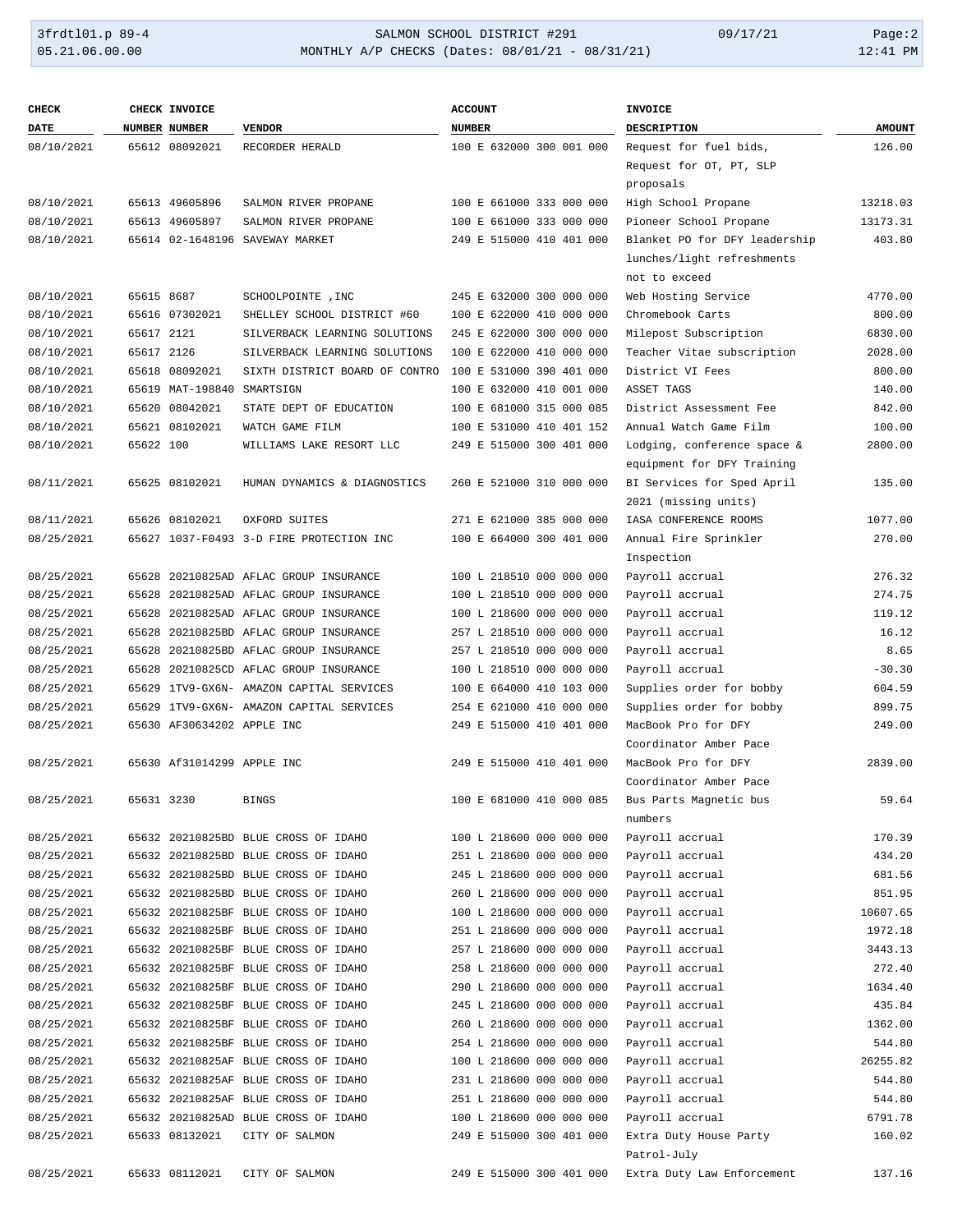| CHECK DATE | CHECK NUMBER | INVOICE NUMBER | VENDOR | ACCOUNT NUMBER | INVOICE DESCRIPTION | AMOUNT |
|---|---|---|---|---|---|---|
| 08/10/2021 | 65612 | 08092021 | RECORDER HERALD | 100 E 632000 300 001 000 | Request for fuel bids, Request for OT, PT, SLP proposals | 126.00 |
| 08/10/2021 | 65613 | 49605896 | SALMON RIVER PROPANE | 100 E 661000 333 000 000 | High School Propane | 13218.03 |
| 08/10/2021 | 65613 | 49605897 | SALMON RIVER PROPANE | 100 E 661000 333 000 000 | Pioneer School Propane | 13173.31 |
| 08/10/2021 | 65614 | 02-1648196 | SAVEWAY MARKET | 249 E 515000 410 401 000 | Blanket PO for DFY leadership lunches/light refreshments not to exceed | 403.80 |
| 08/10/2021 | 65615 | 8687 | SCHOOLPOINTE ,INC | 245 E 632000 300 000 000 | Web Hosting Service | 4770.00 |
| 08/10/2021 | 65616 | 07302021 | SHELLEY SCHOOL DISTRICT #60 | 100 E 622000 410 000 000 | Chromebook Carts | 800.00 |
| 08/10/2021 | 65617 | 2121 | SILVERBACK LEARNING SOLUTIONS | 245 E 622000 300 000 000 | Milepost Subscription | 6830.00 |
| 08/10/2021 | 65617 | 2126 | SILVERBACK LEARNING SOLUTIONS | 100 E 622000 410 000 000 | Teacher Vitae subscription | 2028.00 |
| 08/10/2021 | 65618 | 08092021 | SIXTH DISTRICT BOARD OF CONTRO | 100 E 531000 390 401 000 | District VI Fees | 800.00 |
| 08/10/2021 | 65619 | MAT-198840 | SMARTSIGN | 100 E 632000 410 001 000 | ASSET TAGS | 140.00 |
| 08/10/2021 | 65620 | 08042021 | STATE DEPT OF EDUCATION | 100 E 681000 315 000 085 | District Assessment Fee | 842.00 |
| 08/10/2021 | 65621 | 08102021 | WATCH GAME FILM | 100 E 531000 410 401 152 | Annual Watch Game Film | 100.00 |
| 08/10/2021 | 65622 | 100 | WILLIAMS LAKE RESORT LLC | 249 E 515000 300 401 000 | Lodging, conference space & equipment for DFY Training | 2800.00 |
| 08/11/2021 | 65625 | 08102021 | HUMAN DYNAMICS & DIAGNOSTICS | 260 E 521000 310 000 000 | BI Services for Sped April 2021 (missing units) | 135.00 |
| 08/11/2021 | 65626 | 08102021 | OXFORD SUITES | 271 E 621000 385 000 000 | IASA CONFERENCE ROOMS | 1077.00 |
| 08/25/2021 | 65627 | 1037-F0493 | 3-D FIRE PROTECTION INC | 100 E 664000 300 401 000 | Annual Fire Sprinkler Inspection | 270.00 |
| 08/25/2021 | 65628 | 20210825AD | AFLAC GROUP INSURANCE | 100 L 218510 000 000 000 | Payroll accrual | 276.32 |
| 08/25/2021 | 65628 | 20210825AD | AFLAC GROUP INSURANCE | 100 L 218510 000 000 000 | Payroll accrual | 274.75 |
| 08/25/2021 | 65628 | 20210825AD | AFLAC GROUP INSURANCE | 100 L 218600 000 000 000 | Payroll accrual | 119.12 |
| 08/25/2021 | 65628 | 20210825BD | AFLAC GROUP INSURANCE | 257 L 218510 000 000 000 | Payroll accrual | 16.12 |
| 08/25/2021 | 65628 | 20210825BD | AFLAC GROUP INSURANCE | 257 L 218510 000 000 000 | Payroll accrual | 8.65 |
| 08/25/2021 | 65628 | 20210825CD | AFLAC GROUP INSURANCE | 100 L 218510 000 000 000 | Payroll accrual | -30.30 |
| 08/25/2021 | 65629 | 1TV9-GX6N- | AMAZON CAPITAL SERVICES | 100 E 664000 410 103 000 | Supplies order for bobby | 604.59 |
| 08/25/2021 | 65629 | 1TV9-GX6N- | AMAZON CAPITAL SERVICES | 254 E 621000 410 000 000 | Supplies order for bobby | 899.75 |
| 08/25/2021 | 65630 | AF30634202 | APPLE INC | 249 E 515000 410 401 000 | MacBook Pro for DFY Coordinator Amber Pace | 249.00 |
| 08/25/2021 | 65630 | Af31014299 | APPLE INC | 249 E 515000 410 401 000 | MacBook Pro for DFY Coordinator Amber Pace | 2839.00 |
| 08/25/2021 | 65631 | 3230 | BINGS | 100 E 681000 410 000 085 | Bus Parts Magnetic bus numbers | 59.64 |
| 08/25/2021 | 65632 | 20210825BD | BLUE CROSS OF IDAHO | 100 L 218600 000 000 000 | Payroll accrual | 170.39 |
| 08/25/2021 | 65632 | 20210825BD | BLUE CROSS OF IDAHO | 251 L 218600 000 000 000 | Payroll accrual | 434.20 |
| 08/25/2021 | 65632 | 20210825BD | BLUE CROSS OF IDAHO | 245 L 218600 000 000 000 | Payroll accrual | 681.56 |
| 08/25/2021 | 65632 | 20210825BD | BLUE CROSS OF IDAHO | 260 L 218600 000 000 000 | Payroll accrual | 851.95 |
| 08/25/2021 | 65632 | 20210825BF | BLUE CROSS OF IDAHO | 100 L 218600 000 000 000 | Payroll accrual | 10607.65 |
| 08/25/2021 | 65632 | 20210825BF | BLUE CROSS OF IDAHO | 251 L 218600 000 000 000 | Payroll accrual | 1972.18 |
| 08/25/2021 | 65632 | 20210825BF | BLUE CROSS OF IDAHO | 257 L 218600 000 000 000 | Payroll accrual | 3443.13 |
| 08/25/2021 | 65632 | 20210825BF | BLUE CROSS OF IDAHO | 258 L 218600 000 000 000 | Payroll accrual | 272.40 |
| 08/25/2021 | 65632 | 20210825BF | BLUE CROSS OF IDAHO | 290 L 218600 000 000 000 | Payroll accrual | 1634.40 |
| 08/25/2021 | 65632 | 20210825BF | BLUE CROSS OF IDAHO | 245 L 218600 000 000 000 | Payroll accrual | 435.84 |
| 08/25/2021 | 65632 | 20210825BF | BLUE CROSS OF IDAHO | 260 L 218600 000 000 000 | Payroll accrual | 1362.00 |
| 08/25/2021 | 65632 | 20210825BF | BLUE CROSS OF IDAHO | 254 L 218600 000 000 000 | Payroll accrual | 544.80 |
| 08/25/2021 | 65632 | 20210825AF | BLUE CROSS OF IDAHO | 100 L 218600 000 000 000 | Payroll accrual | 26255.82 |
| 08/25/2021 | 65632 | 20210825AF | BLUE CROSS OF IDAHO | 231 L 218600 000 000 000 | Payroll accrual | 544.80 |
| 08/25/2021 | 65632 | 20210825AF | BLUE CROSS OF IDAHO | 251 L 218600 000 000 000 | Payroll accrual | 544.80 |
| 08/25/2021 | 65632 | 20210825AD | BLUE CROSS OF IDAHO | 100 L 218600 000 000 000 | Payroll accrual | 6791.78 |
| 08/25/2021 | 65633 | 08132021 | CITY OF SALMON | 249 E 515000 300 401 000 | Extra Duty House Party Patrol-July | 160.02 |
| 08/25/2021 | 65633 | 08112021 | CITY OF SALMON | 249 E 515000 300 401 000 | Extra Duty Law Enforcement | 137.16 |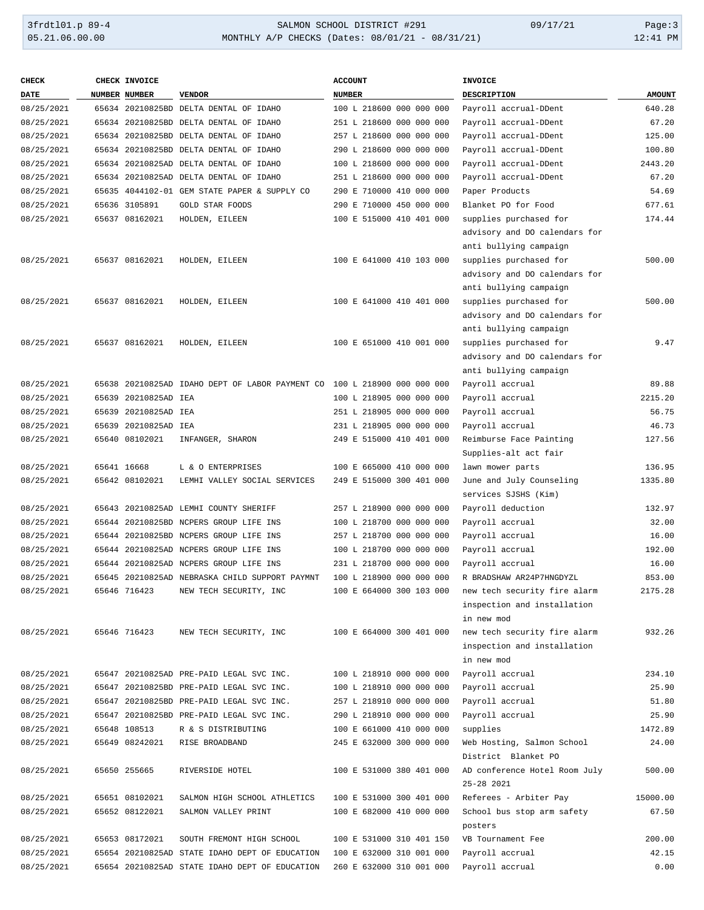| CHECK DATE | CHECK NUMBER | INVOICE NUMBER | VENDOR | ACCOUNT NUMBER | INVOICE DESCRIPTION | AMOUNT |
|---|---|---|---|---|---|---|
| 08/25/2021 | 65634 | 20210825BD | DELTA DENTAL OF IDAHO | 100 L 218600 000 000 000 | Payroll accrual-DDent | 640.28 |
| 08/25/2021 | 65634 | 20210825BD | DELTA DENTAL OF IDAHO | 251 L 218600 000 000 000 | Payroll accrual-DDent | 67.20 |
| 08/25/2021 | 65634 | 20210825BD | DELTA DENTAL OF IDAHO | 257 L 218600 000 000 000 | Payroll accrual-DDent | 125.00 |
| 08/25/2021 | 65634 | 20210825BD | DELTA DENTAL OF IDAHO | 290 L 218600 000 000 000 | Payroll accrual-DDent | 100.80 |
| 08/25/2021 | 65634 | 20210825AD | DELTA DENTAL OF IDAHO | 100 L 218600 000 000 000 | Payroll accrual-DDent | 2443.20 |
| 08/25/2021 | 65634 | 20210825AD | DELTA DENTAL OF IDAHO | 251 L 218600 000 000 000 | Payroll accrual-DDent | 67.20 |
| 08/25/2021 | 65635 | 4044102-01 | GEM STATE PAPER & SUPPLY CO | 290 E 710000 410 000 000 | Paper Products | 54.69 |
| 08/25/2021 | 65636 | 3105891 | GOLD STAR FOODS | 290 E 710000 450 000 000 | Blanket PO for Food | 677.61 |
| 08/25/2021 | 65637 | 08162021 | HOLDEN, EILEEN | 100 E 515000 410 401 000 | supplies purchased for advisory and DO calendars for anti bullying campaign | 174.44 |
| 08/25/2021 | 65637 | 08162021 | HOLDEN, EILEEN | 100 E 641000 410 103 000 | supplies purchased for advisory and DO calendars for anti bullying campaign | 500.00 |
| 08/25/2021 | 65637 | 08162021 | HOLDEN, EILEEN | 100 E 641000 410 401 000 | supplies purchased for advisory and DO calendars for anti bullying campaign | 500.00 |
| 08/25/2021 | 65637 | 08162021 | HOLDEN, EILEEN | 100 E 651000 410 001 000 | supplies purchased for advisory and DO calendars for anti bullying campaign | 9.47 |
| 08/25/2021 | 65638 | 20210825AD | IDAHO DEPT OF LABOR PAYMENT CO | 100 L 218900 000 000 000 | Payroll accrual | 89.88 |
| 08/25/2021 | 65639 | 20210825AD | IEA | 100 L 218905 000 000 000 | Payroll accrual | 2215.20 |
| 08/25/2021 | 65639 | 20210825AD | IEA | 251 L 218905 000 000 000 | Payroll accrual | 56.75 |
| 08/25/2021 | 65639 | 20210825AD | IEA | 231 L 218905 000 000 000 | Payroll accrual | 46.73 |
| 08/25/2021 | 65640 | 08102021 | INFANGER, SHARON | 249 E 515000 410 401 000 | Reimburse Face Painting Supplies-alt act fair | 127.56 |
| 08/25/2021 | 65641 | 16668 | L & O ENTERPRISES | 100 E 665000 410 000 000 | lawn mower parts | 136.95 |
| 08/25/2021 | 65642 | 08102021 | LEMHI VALLEY SOCIAL SERVICES | 249 E 515000 300 401 000 | June and July Counseling services SJSHS (Kim) | 1335.80 |
| 08/25/2021 | 65643 | 20210825AD | LEMHI COUNTY SHERIFF | 257 L 218900 000 000 000 | Payroll deduction | 132.97 |
| 08/25/2021 | 65644 | 20210825BD | NCPERS GROUP LIFE INS | 100 L 218700 000 000 000 | Payroll accrual | 32.00 |
| 08/25/2021 | 65644 | 20210825BD | NCPERS GROUP LIFE INS | 257 L 218700 000 000 000 | Payroll accrual | 16.00 |
| 08/25/2021 | 65644 | 20210825AD | NCPERS GROUP LIFE INS | 100 L 218700 000 000 000 | Payroll accrual | 192.00 |
| 08/25/2021 | 65644 | 20210825AD | NCPERS GROUP LIFE INS | 231 L 218700 000 000 000 | Payroll accrual | 16.00 |
| 08/25/2021 | 65645 | 20210825AD | NEBRASKA CHILD SUPPORT PAYMNT | 100 L 218900 000 000 000 | R BRADSHAW AR24P7HNGDYZL | 853.00 |
| 08/25/2021 | 65646 | 716423 | NEW TECH SECURITY, INC | 100 E 664000 300 103 000 | new tech security fire alarm inspection and installation in new mod | 2175.28 |
| 08/25/2021 | 65646 | 716423 | NEW TECH SECURITY, INC | 100 E 664000 300 401 000 | new tech security fire alarm inspection and installation in new mod | 932.26 |
| 08/25/2021 | 65647 | 20210825AD | PRE-PAID LEGAL SVC INC. | 100 L 218910 000 000 000 | Payroll accrual | 234.10 |
| 08/25/2021 | 65647 | 20210825BD | PRE-PAID LEGAL SVC INC. | 100 L 218910 000 000 000 | Payroll accrual | 25.90 |
| 08/25/2021 | 65647 | 20210825BD | PRE-PAID LEGAL SVC INC. | 257 L 218910 000 000 000 | Payroll accrual | 51.80 |
| 08/25/2021 | 65647 | 20210825BD | PRE-PAID LEGAL SVC INC. | 290 L 218910 000 000 000 | Payroll accrual | 25.90 |
| 08/25/2021 | 65648 | 108513 | R & S DISTRIBUTING | 100 E 661000 410 000 000 | supplies | 1472.89 |
| 08/25/2021 | 65649 | 08242021 | RISE BROADBAND | 245 E 632000 300 000 000 | Web Hosting, Salmon School District Blanket PO | 24.00 |
| 08/25/2021 | 65650 | 255665 | RIVERSIDE HOTEL | 100 E 531000 380 401 000 | AD conference Hotel Room July 25-28 2021 | 500.00 |
| 08/25/2021 | 65651 | 08102021 | SALMON HIGH SCHOOL ATHLETICS | 100 E 531000 300 401 000 | Referees - Arbiter Pay | 15000.00 |
| 08/25/2021 | 65652 | 08122021 | SALMON VALLEY PRINT | 100 E 682000 410 000 000 | School bus stop arm safety posters | 67.50 |
| 08/25/2021 | 65653 | 08172021 | SOUTH FREMONT HIGH SCHOOL | 100 E 531000 310 401 150 | VB Tournament Fee | 200.00 |
| 08/25/2021 | 65654 | 20210825AD | STATE IDAHO DEPT OF EDUCATION | 100 E 632000 310 001 000 | Payroll accrual | 42.15 |
| 08/25/2021 | 65654 | 20210825AD | STATE IDAHO DEPT OF EDUCATION | 260 E 632000 310 001 000 | Payroll accrual | 0.00 |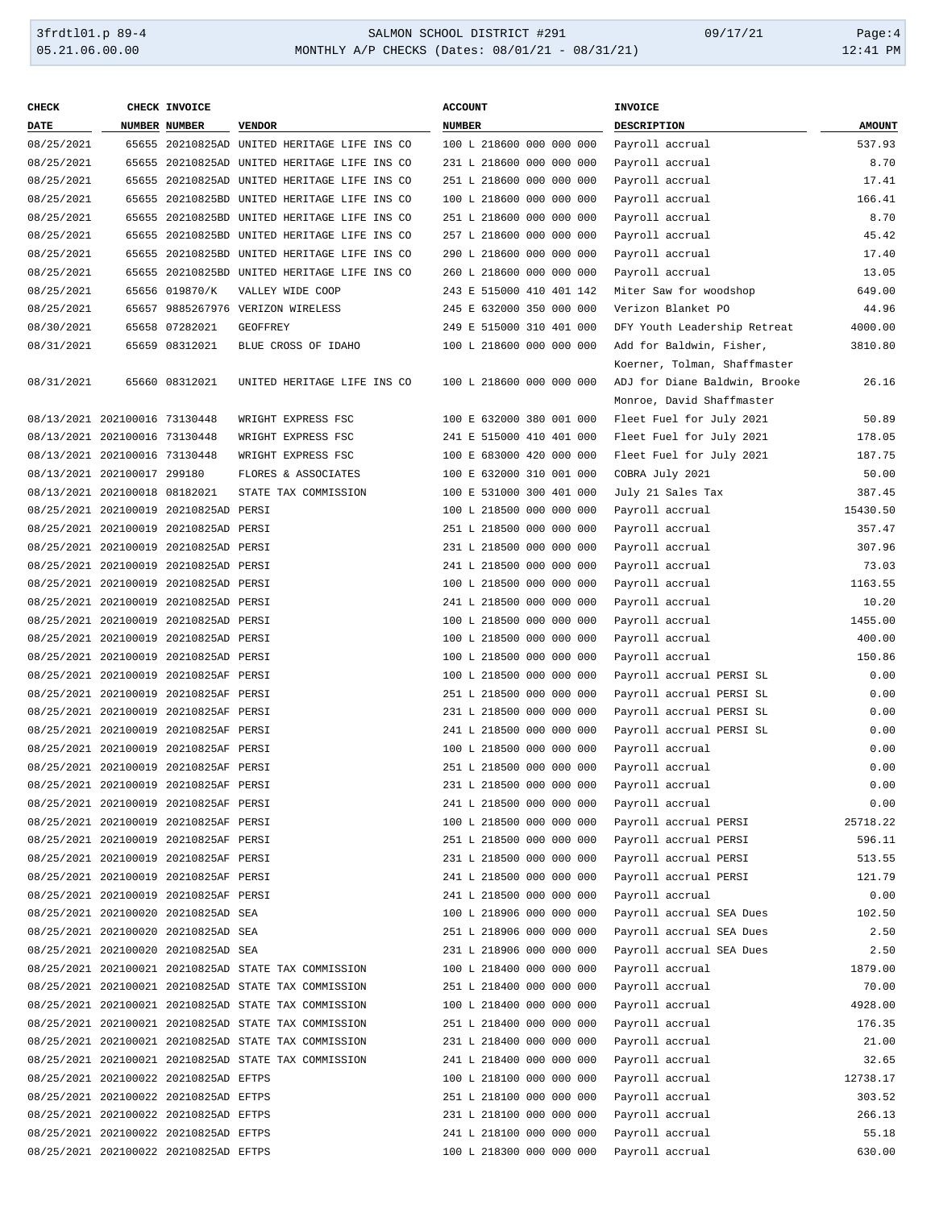| CHECK DATE | CHECK NUMBER | INVOICE NUMBER | VENDOR | ACCOUNT NUMBER | INVOICE DESCRIPTION | AMOUNT |
|---|---|---|---|---|---|---|
| 08/25/2021 | 65655 | 20210825AD | UNITED HERITAGE LIFE INS CO | 100 L 218600 000 000 000 | Payroll accrual | 537.93 |
| 08/25/2021 | 65655 | 20210825AD | UNITED HERITAGE LIFE INS CO | 231 L 218600 000 000 000 | Payroll accrual | 8.70 |
| 08/25/2021 | 65655 | 20210825AD | UNITED HERITAGE LIFE INS CO | 251 L 218600 000 000 000 | Payroll accrual | 17.41 |
| 08/25/2021 | 65655 | 20210825BD | UNITED HERITAGE LIFE INS CO | 100 L 218600 000 000 000 | Payroll accrual | 166.41 |
| 08/25/2021 | 65655 | 20210825BD | UNITED HERITAGE LIFE INS CO | 251 L 218600 000 000 000 | Payroll accrual | 8.70 |
| 08/25/2021 | 65655 | 20210825BD | UNITED HERITAGE LIFE INS CO | 257 L 218600 000 000 000 | Payroll accrual | 45.42 |
| 08/25/2021 | 65655 | 20210825BD | UNITED HERITAGE LIFE INS CO | 290 L 218600 000 000 000 | Payroll accrual | 17.40 |
| 08/25/2021 | 65655 | 20210825BD | UNITED HERITAGE LIFE INS CO | 260 L 218600 000 000 000 | Payroll accrual | 13.05 |
| 08/25/2021 | 65656 | 019870/K | VALLEY WIDE COOP | 243 E 515000 410 401 142 | Miter Saw for woodshop | 649.00 |
| 08/25/2021 | 65657 | 9885267976 | VERIZON WIRELESS | 245 E 632000 350 000 000 | Verizon Blanket PO | 44.96 |
| 08/30/2021 | 65658 | 07282021 | GEOFFREY | 249 E 515000 310 401 000 | DFY Youth Leadership Retreat | 4000.00 |
| 08/31/2021 | 65659 | 08312021 | BLUE CROSS OF IDAHO | 100 L 218600 000 000 000 | Add for Baldwin, Fisher, Koerner, Tolman, Shaffmaster | 3810.80 |
| 08/31/2021 | 65660 | 08312021 | UNITED HERITAGE LIFE INS CO | 100 L 218600 000 000 000 | ADJ for Diane Baldwin, Brooke Monroe, David Shaffmaster | 26.16 |
| 08/13/2021 | 202100016 | 73130448 | WRIGHT EXPRESS FSC | 100 E 632000 380 001 000 | Fleet Fuel for July 2021 | 50.89 |
| 08/13/2021 | 202100016 | 73130448 | WRIGHT EXPRESS FSC | 241 E 515000 410 401 000 | Fleet Fuel for July 2021 | 178.05 |
| 08/13/2021 | 202100016 | 73130448 | WRIGHT EXPRESS FSC | 100 E 683000 420 000 000 | Fleet Fuel for July 2021 | 187.75 |
| 08/13/2021 | 202100017 | 299180 | FLORES & ASSOCIATES | 100 E 632000 310 001 000 | COBRA July 2021 | 50.00 |
| 08/13/2021 | 202100018 | 08182021 | STATE TAX COMMISSION | 100 E 531000 300 401 000 | July 21 Sales Tax | 387.45 |
| 08/25/2021 | 202100019 | 20210825AD | PERSI | 100 L 218500 000 000 000 | Payroll accrual | 15430.50 |
| 08/25/2021 | 202100019 | 20210825AD | PERSI | 251 L 218500 000 000 000 | Payroll accrual | 357.47 |
| 08/25/2021 | 202100019 | 20210825AD | PERSI | 231 L 218500 000 000 000 | Payroll accrual | 307.96 |
| 08/25/2021 | 202100019 | 20210825AD | PERSI | 241 L 218500 000 000 000 | Payroll accrual | 73.03 |
| 08/25/2021 | 202100019 | 20210825AD | PERSI | 100 L 218500 000 000 000 | Payroll accrual | 1163.55 |
| 08/25/2021 | 202100019 | 20210825AD | PERSI | 241 L 218500 000 000 000 | Payroll accrual | 10.20 |
| 08/25/2021 | 202100019 | 20210825AD | PERSI | 100 L 218500 000 000 000 | Payroll accrual | 1455.00 |
| 08/25/2021 | 202100019 | 20210825AD | PERSI | 100 L 218500 000 000 000 | Payroll accrual | 400.00 |
| 08/25/2021 | 202100019 | 20210825AD | PERSI | 100 L 218500 000 000 000 | Payroll accrual | 150.86 |
| 08/25/2021 | 202100019 | 20210825AF | PERSI | 100 L 218500 000 000 000 | Payroll accrual PERSI SL | 0.00 |
| 08/25/2021 | 202100019 | 20210825AF | PERSI | 251 L 218500 000 000 000 | Payroll accrual PERSI SL | 0.00 |
| 08/25/2021 | 202100019 | 20210825AF | PERSI | 231 L 218500 000 000 000 | Payroll accrual PERSI SL | 0.00 |
| 08/25/2021 | 202100019 | 20210825AF | PERSI | 241 L 218500 000 000 000 | Payroll accrual PERSI SL | 0.00 |
| 08/25/2021 | 202100019 | 20210825AF | PERSI | 100 L 218500 000 000 000 | Payroll accrual | 0.00 |
| 08/25/2021 | 202100019 | 20210825AF | PERSI | 251 L 218500 000 000 000 | Payroll accrual | 0.00 |
| 08/25/2021 | 202100019 | 20210825AF | PERSI | 231 L 218500 000 000 000 | Payroll accrual | 0.00 |
| 08/25/2021 | 202100019 | 20210825AF | PERSI | 241 L 218500 000 000 000 | Payroll accrual | 0.00 |
| 08/25/2021 | 202100019 | 20210825AF | PERSI | 100 L 218500 000 000 000 | Payroll accrual PERSI | 25718.22 |
| 08/25/2021 | 202100019 | 20210825AF | PERSI | 251 L 218500 000 000 000 | Payroll accrual PERSI | 596.11 |
| 08/25/2021 | 202100019 | 20210825AF | PERSI | 231 L 218500 000 000 000 | Payroll accrual PERSI | 513.55 |
| 08/25/2021 | 202100019 | 20210825AF | PERSI | 241 L 218500 000 000 000 | Payroll accrual PERSI | 121.79 |
| 08/25/2021 | 202100019 | 20210825AF | PERSI | 241 L 218500 000 000 000 | Payroll accrual | 0.00 |
| 08/25/2021 | 202100020 | 20210825AD | SEA | 100 L 218906 000 000 000 | Payroll accrual SEA Dues | 102.50 |
| 08/25/2021 | 202100020 | 20210825AD | SEA | 251 L 218906 000 000 000 | Payroll accrual SEA Dues | 2.50 |
| 08/25/2021 | 202100020 | 20210825AD | SEA | 231 L 218906 000 000 000 | Payroll accrual SEA Dues | 2.50 |
| 08/25/2021 | 202100021 | 20210825AD | STATE TAX COMMISSION | 100 L 218400 000 000 000 | Payroll accrual | 1879.00 |
| 08/25/2021 | 202100021 | 20210825AD | STATE TAX COMMISSION | 251 L 218400 000 000 000 | Payroll accrual | 70.00 |
| 08/25/2021 | 202100021 | 20210825AD | STATE TAX COMMISSION | 100 L 218400 000 000 000 | Payroll accrual | 4928.00 |
| 08/25/2021 | 202100021 | 20210825AD | STATE TAX COMMISSION | 251 L 218400 000 000 000 | Payroll accrual | 176.35 |
| 08/25/2021 | 202100021 | 20210825AD | STATE TAX COMMISSION | 231 L 218400 000 000 000 | Payroll accrual | 21.00 |
| 08/25/2021 | 202100021 | 20210825AD | STATE TAX COMMISSION | 241 L 218400 000 000 000 | Payroll accrual | 32.65 |
| 08/25/2021 | 202100022 | 20210825AD | EFTPS | 100 L 218100 000 000 000 | Payroll accrual | 12738.17 |
| 08/25/2021 | 202100022 | 20210825AD | EFTPS | 251 L 218100 000 000 000 | Payroll accrual | 303.52 |
| 08/25/2021 | 202100022 | 20210825AD | EFTPS | 231 L 218100 000 000 000 | Payroll accrual | 266.13 |
| 08/25/2021 | 202100022 | 20210825AD | EFTPS | 241 L 218100 000 000 000 | Payroll accrual | 55.18 |
| 08/25/2021 | 202100022 | 20210825AD | EFTPS | 100 L 218300 000 000 000 | Payroll accrual | 630.00 |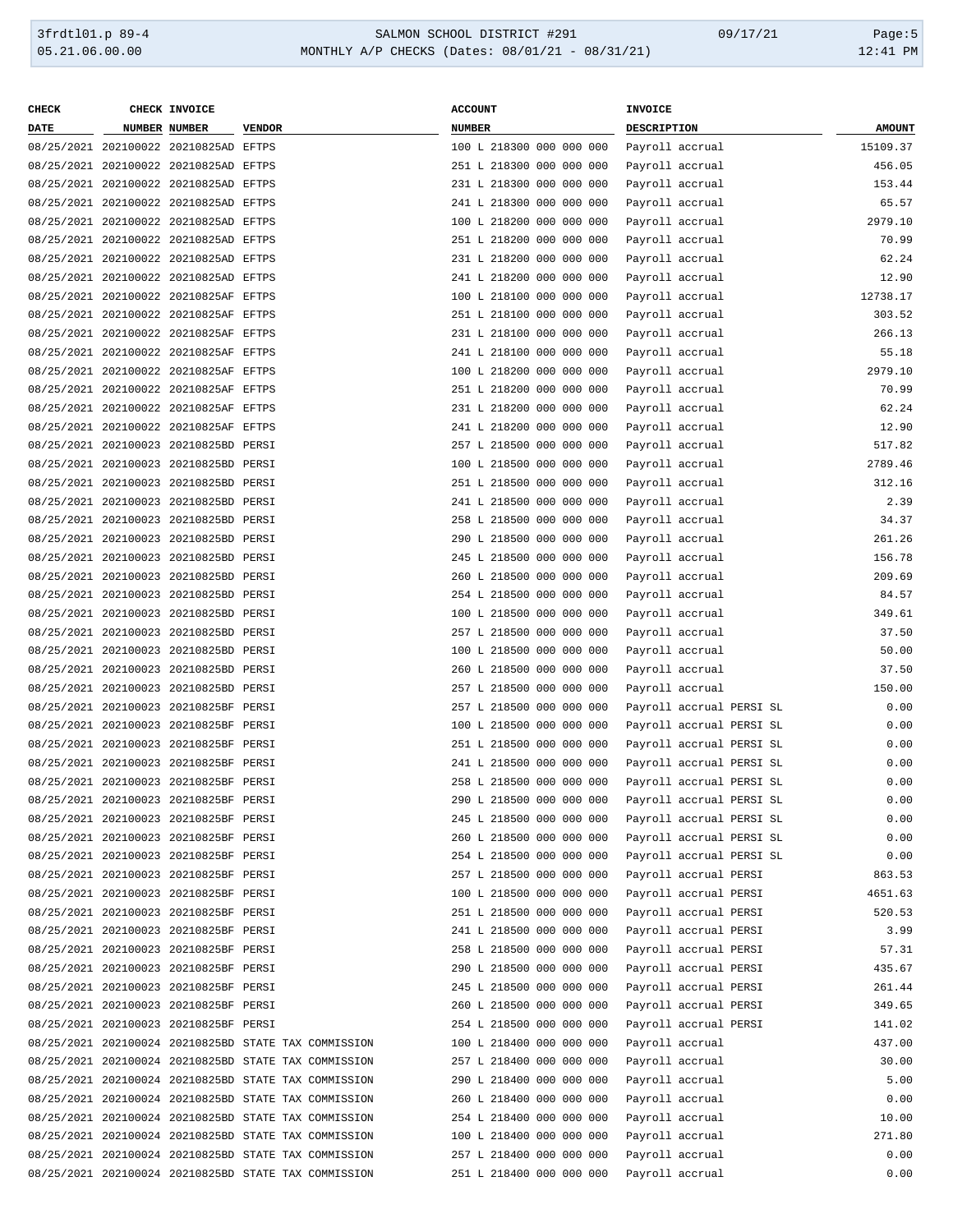| CHECK DATE | CHECK NUMBER | INVOICE NUMBER | VENDOR | ACCOUNT NUMBER | INVOICE DESCRIPTION | AMOUNT |
|---|---|---|---|---|---|---|
| 08/25/2021 | 202100022 | 20210825AD | EFTPS | 100 L 218300 000 000 000 | Payroll accrual | 15109.37 |
| 08/25/2021 | 202100022 | 20210825AD | EFTPS | 251 L 218300 000 000 000 | Payroll accrual | 456.05 |
| 08/25/2021 | 202100022 | 20210825AD | EFTPS | 231 L 218300 000 000 000 | Payroll accrual | 153.44 |
| 08/25/2021 | 202100022 | 20210825AD | EFTPS | 241 L 218300 000 000 000 | Payroll accrual | 65.57 |
| 08/25/2021 | 202100022 | 20210825AD | EFTPS | 100 L 218200 000 000 000 | Payroll accrual | 2979.10 |
| 08/25/2021 | 202100022 | 20210825AD | EFTPS | 251 L 218200 000 000 000 | Payroll accrual | 70.99 |
| 08/25/2021 | 202100022 | 20210825AD | EFTPS | 231 L 218200 000 000 000 | Payroll accrual | 62.24 |
| 08/25/2021 | 202100022 | 20210825AD | EFTPS | 241 L 218200 000 000 000 | Payroll accrual | 12.90 |
| 08/25/2021 | 202100022 | 20210825AF | EFTPS | 100 L 218100 000 000 000 | Payroll accrual | 12738.17 |
| 08/25/2021 | 202100022 | 20210825AF | EFTPS | 251 L 218100 000 000 000 | Payroll accrual | 303.52 |
| 08/25/2021 | 202100022 | 20210825AF | EFTPS | 231 L 218100 000 000 000 | Payroll accrual | 266.13 |
| 08/25/2021 | 202100022 | 20210825AF | EFTPS | 241 L 218100 000 000 000 | Payroll accrual | 55.18 |
| 08/25/2021 | 202100022 | 20210825AF | EFTPS | 100 L 218200 000 000 000 | Payroll accrual | 2979.10 |
| 08/25/2021 | 202100022 | 20210825AF | EFTPS | 251 L 218200 000 000 000 | Payroll accrual | 70.99 |
| 08/25/2021 | 202100022 | 20210825AF | EFTPS | 231 L 218200 000 000 000 | Payroll accrual | 62.24 |
| 08/25/2021 | 202100022 | 20210825AF | EFTPS | 241 L 218200 000 000 000 | Payroll accrual | 12.90 |
| 08/25/2021 | 202100023 | 20210825BD | PERSI | 257 L 218500 000 000 000 | Payroll accrual | 517.82 |
| 08/25/2021 | 202100023 | 20210825BD | PERSI | 100 L 218500 000 000 000 | Payroll accrual | 2789.46 |
| 08/25/2021 | 202100023 | 20210825BD | PERSI | 251 L 218500 000 000 000 | Payroll accrual | 312.16 |
| 08/25/2021 | 202100023 | 20210825BD | PERSI | 241 L 218500 000 000 000 | Payroll accrual | 2.39 |
| 08/25/2021 | 202100023 | 20210825BD | PERSI | 258 L 218500 000 000 000 | Payroll accrual | 34.37 |
| 08/25/2021 | 202100023 | 20210825BD | PERSI | 290 L 218500 000 000 000 | Payroll accrual | 261.26 |
| 08/25/2021 | 202100023 | 20210825BD | PERSI | 245 L 218500 000 000 000 | Payroll accrual | 156.78 |
| 08/25/2021 | 202100023 | 20210825BD | PERSI | 260 L 218500 000 000 000 | Payroll accrual | 209.69 |
| 08/25/2021 | 202100023 | 20210825BD | PERSI | 254 L 218500 000 000 000 | Payroll accrual | 84.57 |
| 08/25/2021 | 202100023 | 20210825BD | PERSI | 100 L 218500 000 000 000 | Payroll accrual | 349.61 |
| 08/25/2021 | 202100023 | 20210825BD | PERSI | 257 L 218500 000 000 000 | Payroll accrual | 37.50 |
| 08/25/2021 | 202100023 | 20210825BD | PERSI | 100 L 218500 000 000 000 | Payroll accrual | 50.00 |
| 08/25/2021 | 202100023 | 20210825BD | PERSI | 260 L 218500 000 000 000 | Payroll accrual | 37.50 |
| 08/25/2021 | 202100023 | 20210825BD | PERSI | 257 L 218500 000 000 000 | Payroll accrual | 150.00 |
| 08/25/2021 | 202100023 | 20210825BF | PERSI | 257 L 218500 000 000 000 | Payroll accrual PERSI SL | 0.00 |
| 08/25/2021 | 202100023 | 20210825BF | PERSI | 100 L 218500 000 000 000 | Payroll accrual PERSI SL | 0.00 |
| 08/25/2021 | 202100023 | 20210825BF | PERSI | 251 L 218500 000 000 000 | Payroll accrual PERSI SL | 0.00 |
| 08/25/2021 | 202100023 | 20210825BF | PERSI | 241 L 218500 000 000 000 | Payroll accrual PERSI SL | 0.00 |
| 08/25/2021 | 202100023 | 20210825BF | PERSI | 258 L 218500 000 000 000 | Payroll accrual PERSI SL | 0.00 |
| 08/25/2021 | 202100023 | 20210825BF | PERSI | 290 L 218500 000 000 000 | Payroll accrual PERSI SL | 0.00 |
| 08/25/2021 | 202100023 | 20210825BF | PERSI | 245 L 218500 000 000 000 | Payroll accrual PERSI SL | 0.00 |
| 08/25/2021 | 202100023 | 20210825BF | PERSI | 260 L 218500 000 000 000 | Payroll accrual PERSI SL | 0.00 |
| 08/25/2021 | 202100023 | 20210825BF | PERSI | 254 L 218500 000 000 000 | Payroll accrual PERSI SL | 0.00 |
| 08/25/2021 | 202100023 | 20210825BF | PERSI | 257 L 218500 000 000 000 | Payroll accrual PERSI | 863.53 |
| 08/25/2021 | 202100023 | 20210825BF | PERSI | 100 L 218500 000 000 000 | Payroll accrual PERSI | 4651.63 |
| 08/25/2021 | 202100023 | 20210825BF | PERSI | 251 L 218500 000 000 000 | Payroll accrual PERSI | 520.53 |
| 08/25/2021 | 202100023 | 20210825BF | PERSI | 241 L 218500 000 000 000 | Payroll accrual PERSI | 3.99 |
| 08/25/2021 | 202100023 | 20210825BF | PERSI | 258 L 218500 000 000 000 | Payroll accrual PERSI | 57.31 |
| 08/25/2021 | 202100023 | 20210825BF | PERSI | 290 L 218500 000 000 000 | Payroll accrual PERSI | 435.67 |
| 08/25/2021 | 202100023 | 20210825BF | PERSI | 245 L 218500 000 000 000 | Payroll accrual PERSI | 261.44 |
| 08/25/2021 | 202100023 | 20210825BF | PERSI | 260 L 218500 000 000 000 | Payroll accrual PERSI | 349.65 |
| 08/25/2021 | 202100023 | 20210825BF | PERSI | 254 L 218500 000 000 000 | Payroll accrual PERSI | 141.02 |
| 08/25/2021 | 202100024 | 20210825BD | STATE TAX COMMISSION | 100 L 218400 000 000 000 | Payroll accrual | 437.00 |
| 08/25/2021 | 202100024 | 20210825BD | STATE TAX COMMISSION | 257 L 218400 000 000 000 | Payroll accrual | 30.00 |
| 08/25/2021 | 202100024 | 20210825BD | STATE TAX COMMISSION | 290 L 218400 000 000 000 | Payroll accrual | 5.00 |
| 08/25/2021 | 202100024 | 20210825BD | STATE TAX COMMISSION | 260 L 218400 000 000 000 | Payroll accrual | 0.00 |
| 08/25/2021 | 202100024 | 20210825BD | STATE TAX COMMISSION | 254 L 218400 000 000 000 | Payroll accrual | 10.00 |
| 08/25/2021 | 202100024 | 20210825BD | STATE TAX COMMISSION | 100 L 218400 000 000 000 | Payroll accrual | 271.80 |
| 08/25/2021 | 202100024 | 20210825BD | STATE TAX COMMISSION | 257 L 218400 000 000 000 | Payroll accrual | 0.00 |
| 08/25/2021 | 202100024 | 20210825BD | STATE TAX COMMISSION | 251 L 218400 000 000 000 | Payroll accrual | 0.00 |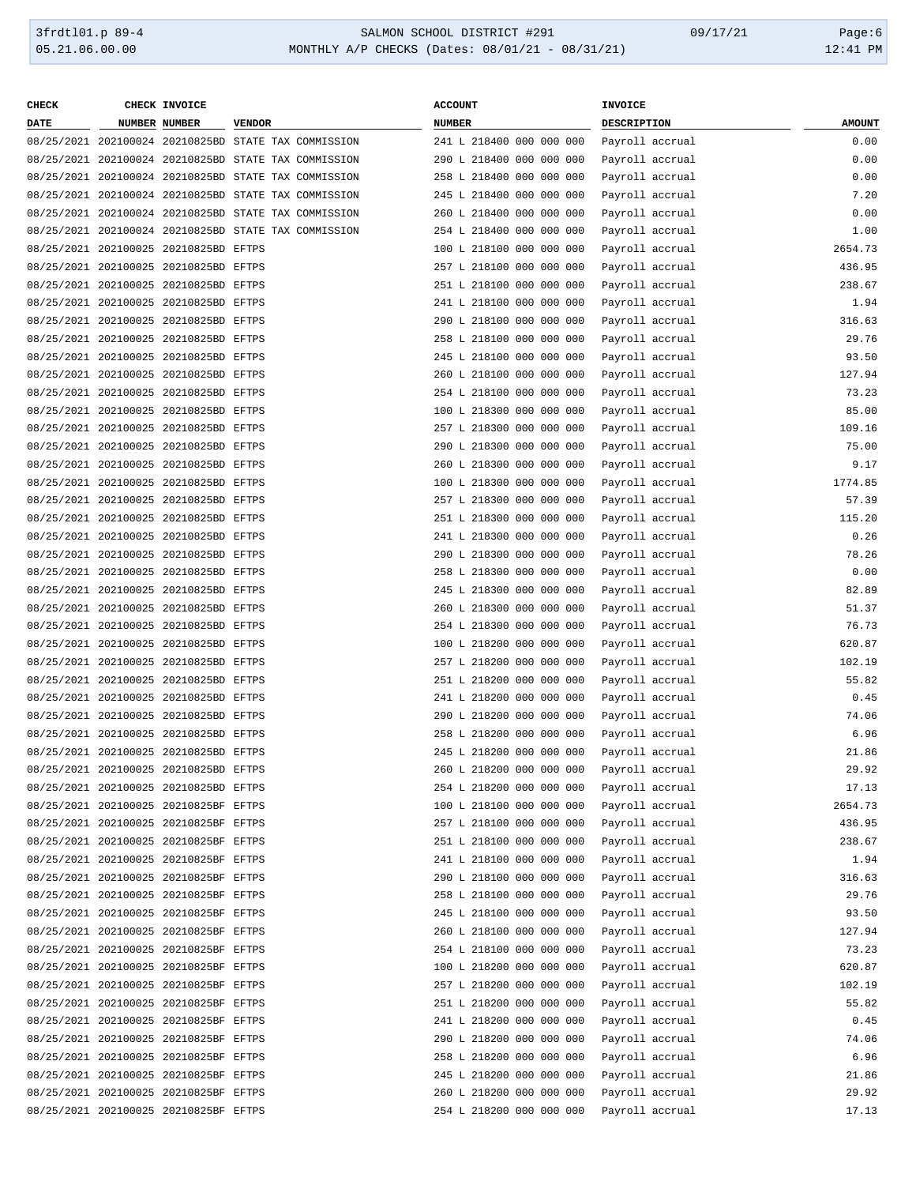| CHECK DATE | CHECK NUMBER | INVOICE NUMBER | VENDOR | ACCOUNT NUMBER | INVOICE DESCRIPTION | AMOUNT |
|---|---|---|---|---|---|---|
| 08/25/2021 | 202100024 | 20210825BD | STATE TAX COMMISSION | 241 L 218400 000 000 000 | Payroll accrual | 0.00 |
| 08/25/2021 | 202100024 | 20210825BD | STATE TAX COMMISSION | 290 L 218400 000 000 000 | Payroll accrual | 0.00 |
| 08/25/2021 | 202100024 | 20210825BD | STATE TAX COMMISSION | 258 L 218400 000 000 000 | Payroll accrual | 0.00 |
| 08/25/2021 | 202100024 | 20210825BD | STATE TAX COMMISSION | 245 L 218400 000 000 000 | Payroll accrual | 7.20 |
| 08/25/2021 | 202100024 | 20210825BD | STATE TAX COMMISSION | 260 L 218400 000 000 000 | Payroll accrual | 0.00 |
| 08/25/2021 | 202100024 | 20210825BD | STATE TAX COMMISSION | 254 L 218400 000 000 000 | Payroll accrual | 1.00 |
| 08/25/2021 | 202100025 | 20210825BD | EFTPS | 100 L 218100 000 000 000 | Payroll accrual | 2654.73 |
| 08/25/2021 | 202100025 | 20210825BD | EFTPS | 257 L 218100 000 000 000 | Payroll accrual | 436.95 |
| 08/25/2021 | 202100025 | 20210825BD | EFTPS | 251 L 218100 000 000 000 | Payroll accrual | 238.67 |
| 08/25/2021 | 202100025 | 20210825BD | EFTPS | 241 L 218100 000 000 000 | Payroll accrual | 1.94 |
| 08/25/2021 | 202100025 | 20210825BD | EFTPS | 290 L 218100 000 000 000 | Payroll accrual | 316.63 |
| 08/25/2021 | 202100025 | 20210825BD | EFTPS | 258 L 218100 000 000 000 | Payroll accrual | 29.76 |
| 08/25/2021 | 202100025 | 20210825BD | EFTPS | 245 L 218100 000 000 000 | Payroll accrual | 93.50 |
| 08/25/2021 | 202100025 | 20210825BD | EFTPS | 260 L 218100 000 000 000 | Payroll accrual | 127.94 |
| 08/25/2021 | 202100025 | 20210825BD | EFTPS | 254 L 218100 000 000 000 | Payroll accrual | 73.23 |
| 08/25/2021 | 202100025 | 20210825BD | EFTPS | 100 L 218300 000 000 000 | Payroll accrual | 85.00 |
| 08/25/2021 | 202100025 | 20210825BD | EFTPS | 257 L 218300 000 000 000 | Payroll accrual | 109.16 |
| 08/25/2021 | 202100025 | 20210825BD | EFTPS | 290 L 218300 000 000 000 | Payroll accrual | 75.00 |
| 08/25/2021 | 202100025 | 20210825BD | EFTPS | 260 L 218300 000 000 000 | Payroll accrual | 9.17 |
| 08/25/2021 | 202100025 | 20210825BD | EFTPS | 100 L 218300 000 000 000 | Payroll accrual | 1774.85 |
| 08/25/2021 | 202100025 | 20210825BD | EFTPS | 257 L 218300 000 000 000 | Payroll accrual | 57.39 |
| 08/25/2021 | 202100025 | 20210825BD | EFTPS | 251 L 218300 000 000 000 | Payroll accrual | 115.20 |
| 08/25/2021 | 202100025 | 20210825BD | EFTPS | 241 L 218300 000 000 000 | Payroll accrual | 0.26 |
| 08/25/2021 | 202100025 | 20210825BD | EFTPS | 290 L 218300 000 000 000 | Payroll accrual | 78.26 |
| 08/25/2021 | 202100025 | 20210825BD | EFTPS | 258 L 218300 000 000 000 | Payroll accrual | 0.00 |
| 08/25/2021 | 202100025 | 20210825BD | EFTPS | 245 L 218300 000 000 000 | Payroll accrual | 82.89 |
| 08/25/2021 | 202100025 | 20210825BD | EFTPS | 260 L 218300 000 000 000 | Payroll accrual | 51.37 |
| 08/25/2021 | 202100025 | 20210825BD | EFTPS | 254 L 218300 000 000 000 | Payroll accrual | 76.73 |
| 08/25/2021 | 202100025 | 20210825BD | EFTPS | 100 L 218200 000 000 000 | Payroll accrual | 620.87 |
| 08/25/2021 | 202100025 | 20210825BD | EFTPS | 257 L 218200 000 000 000 | Payroll accrual | 102.19 |
| 08/25/2021 | 202100025 | 20210825BD | EFTPS | 251 L 218200 000 000 000 | Payroll accrual | 55.82 |
| 08/25/2021 | 202100025 | 20210825BD | EFTPS | 241 L 218200 000 000 000 | Payroll accrual | 0.45 |
| 08/25/2021 | 202100025 | 20210825BD | EFTPS | 290 L 218200 000 000 000 | Payroll accrual | 74.06 |
| 08/25/2021 | 202100025 | 20210825BD | EFTPS | 258 L 218200 000 000 000 | Payroll accrual | 6.96 |
| 08/25/2021 | 202100025 | 20210825BD | EFTPS | 245 L 218200 000 000 000 | Payroll accrual | 21.86 |
| 08/25/2021 | 202100025 | 20210825BD | EFTPS | 260 L 218200 000 000 000 | Payroll accrual | 29.92 |
| 08/25/2021 | 202100025 | 20210825BD | EFTPS | 254 L 218200 000 000 000 | Payroll accrual | 17.13 |
| 08/25/2021 | 202100025 | 20210825BF | EFTPS | 100 L 218100 000 000 000 | Payroll accrual | 2654.73 |
| 08/25/2021 | 202100025 | 20210825BF | EFTPS | 257 L 218100 000 000 000 | Payroll accrual | 436.95 |
| 08/25/2021 | 202100025 | 20210825BF | EFTPS | 251 L 218100 000 000 000 | Payroll accrual | 238.67 |
| 08/25/2021 | 202100025 | 20210825BF | EFTPS | 241 L 218100 000 000 000 | Payroll accrual | 1.94 |
| 08/25/2021 | 202100025 | 20210825BF | EFTPS | 290 L 218100 000 000 000 | Payroll accrual | 316.63 |
| 08/25/2021 | 202100025 | 20210825BF | EFTPS | 258 L 218100 000 000 000 | Payroll accrual | 29.76 |
| 08/25/2021 | 202100025 | 20210825BF | EFTPS | 245 L 218100 000 000 000 | Payroll accrual | 93.50 |
| 08/25/2021 | 202100025 | 20210825BF | EFTPS | 260 L 218100 000 000 000 | Payroll accrual | 127.94 |
| 08/25/2021 | 202100025 | 20210825BF | EFTPS | 254 L 218100 000 000 000 | Payroll accrual | 73.23 |
| 08/25/2021 | 202100025 | 20210825BF | EFTPS | 100 L 218200 000 000 000 | Payroll accrual | 620.87 |
| 08/25/2021 | 202100025 | 20210825BF | EFTPS | 257 L 218200 000 000 000 | Payroll accrual | 102.19 |
| 08/25/2021 | 202100025 | 20210825BF | EFTPS | 251 L 218200 000 000 000 | Payroll accrual | 55.82 |
| 08/25/2021 | 202100025 | 20210825BF | EFTPS | 241 L 218200 000 000 000 | Payroll accrual | 0.45 |
| 08/25/2021 | 202100025 | 20210825BF | EFTPS | 290 L 218200 000 000 000 | Payroll accrual | 74.06 |
| 08/25/2021 | 202100025 | 20210825BF | EFTPS | 258 L 218200 000 000 000 | Payroll accrual | 6.96 |
| 08/25/2021 | 202100025 | 20210825BF | EFTPS | 245 L 218200 000 000 000 | Payroll accrual | 21.86 |
| 08/25/2021 | 202100025 | 20210825BF | EFTPS | 260 L 218200 000 000 000 | Payroll accrual | 29.92 |
| 08/25/2021 | 202100025 | 20210825BF | EFTPS | 254 L 218200 000 000 000 | Payroll accrual | 17.13 |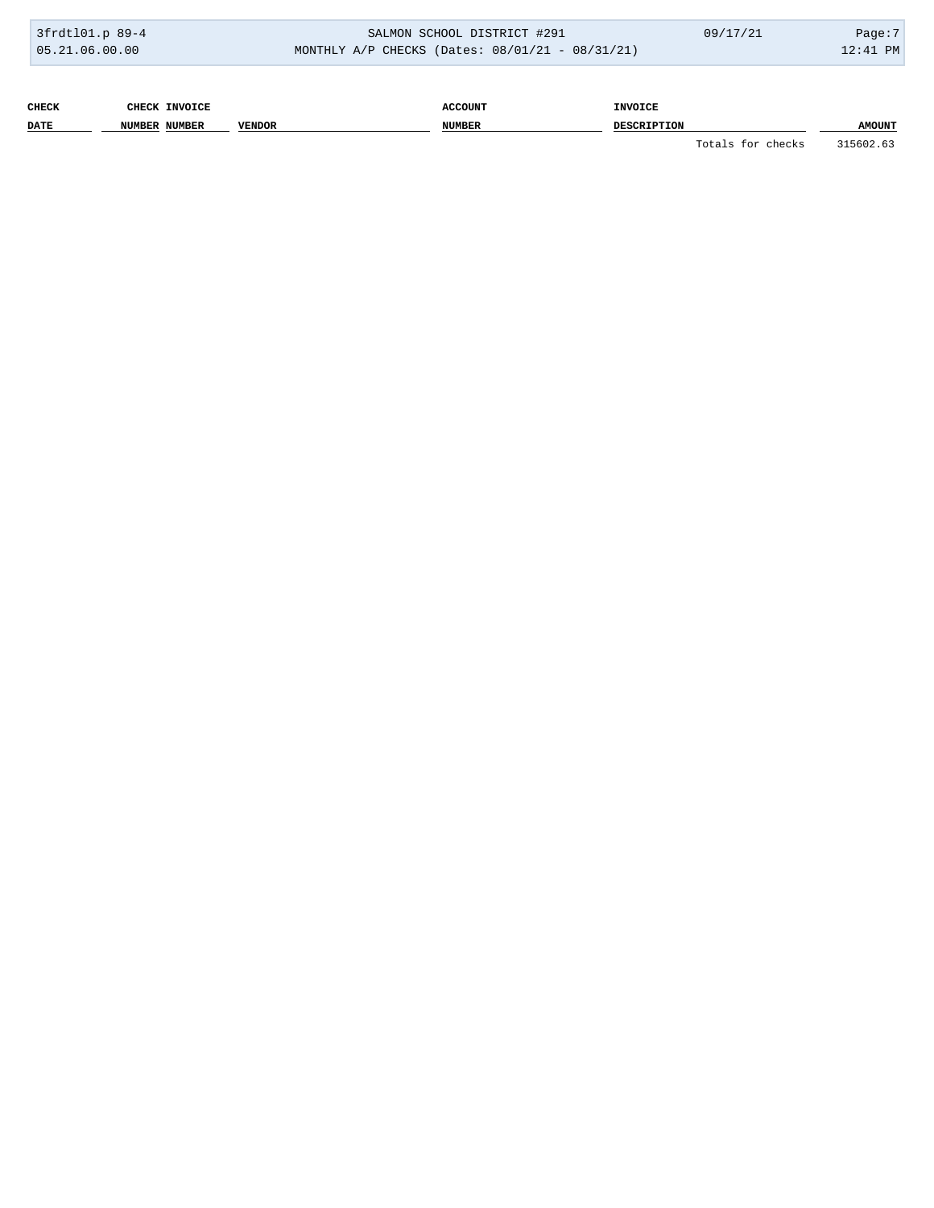| CHECK DATE | CHECK NUMBER | INVOICE NUMBER | VENDOR | ACCOUNT NUMBER | INVOICE DESCRIPTION | AMOUNT |
|---|---|---|---|---|---|---|
| | | | | | Totals for checks | 315602.63 |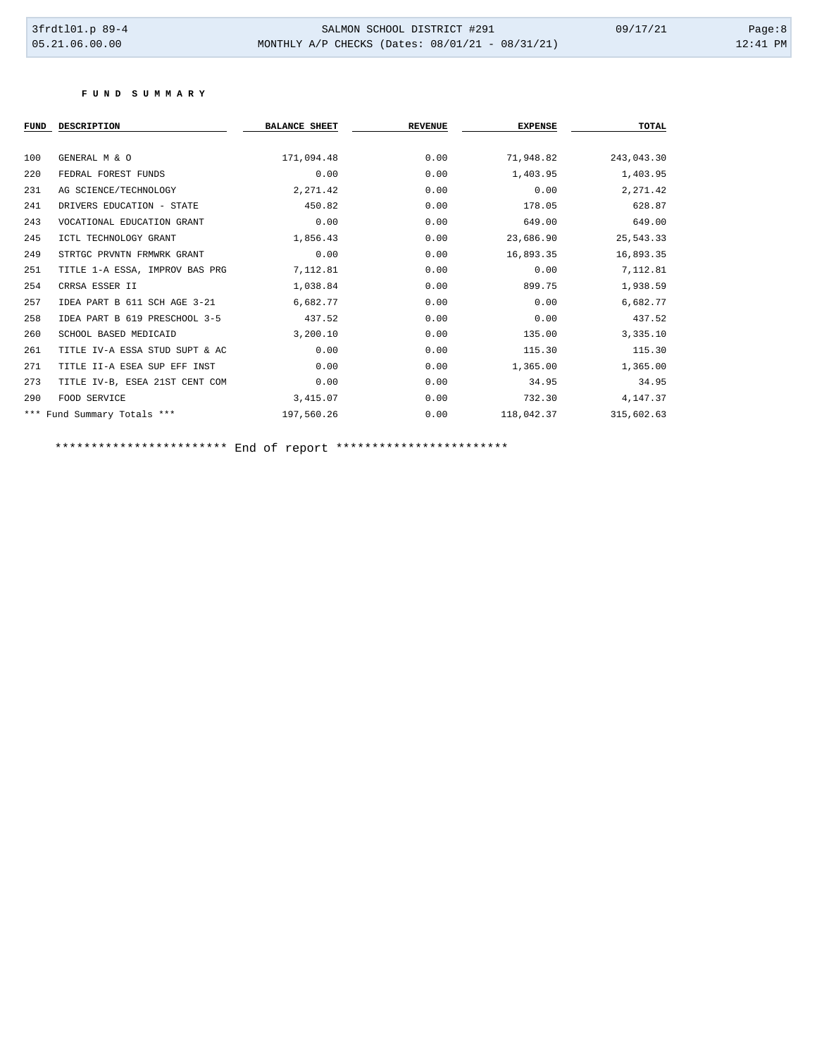**F U N D   S U M M A R Y**

| FUND | DESCRIPTION | BALANCE SHEET | REVENUE | EXPENSE | TOTAL |
|---|---|---|---|---|---|
| 100 | GENERAL M & O | 171,094.48 | 0.00 | 71,948.82 | 243,043.30 |
| 220 | FEDRAL FOREST FUNDS | 0.00 | 0.00 | 1,403.95 | 1,403.95 |
| 231 | AG SCIENCE/TECHNOLOGY | 2,271.42 | 0.00 | 0.00 | 2,271.42 |
| 241 | DRIVERS EDUCATION - STATE | 450.82 | 0.00 | 178.05 | 628.87 |
| 243 | VOCATIONAL EDUCATION GRANT | 0.00 | 0.00 | 649.00 | 649.00 |
| 245 | ICTL TECHNOLOGY GRANT | 1,856.43 | 0.00 | 23,686.90 | 25,543.33 |
| 249 | STRTGC PRVNTN FRMWRK GRANT | 0.00 | 0.00 | 16,893.35 | 16,893.35 |
| 251 | TITLE 1-A ESSA, IMPROV BAS PRG | 7,112.81 | 0.00 | 0.00 | 7,112.81 |
| 254 | CRRSA ESSER II | 1,038.84 | 0.00 | 899.75 | 1,938.59 |
| 257 | IDEA PART B 611 SCH AGE 3-21 | 6,682.77 | 0.00 | 0.00 | 6,682.77 |
| 258 | IDEA PART B 619 PRESCHOOL 3-5 | 437.52 | 0.00 | 0.00 | 437.52 |
| 260 | SCHOOL BASED MEDICAID | 3,200.10 | 0.00 | 135.00 | 3,335.10 |
| 261 | TITLE IV-A ESSA STUD SUPT & AC | 0.00 | 0.00 | 115.30 | 115.30 |
| 271 | TITLE II-A ESEA SUP EFF INST | 0.00 | 0.00 | 1,365.00 | 1,365.00 |
| 273 | TITLE IV-B, ESEA 21ST CENT COM | 0.00 | 0.00 | 34.95 | 34.95 |
| 290 | FOOD SERVICE | 3,415.07 | 0.00 | 732.30 | 4,147.37 |
| *** Fund Summary Totals *** | | 197,560.26 | 0.00 | 118,042.37 | 315,602.63 |

************************ End of report ************************